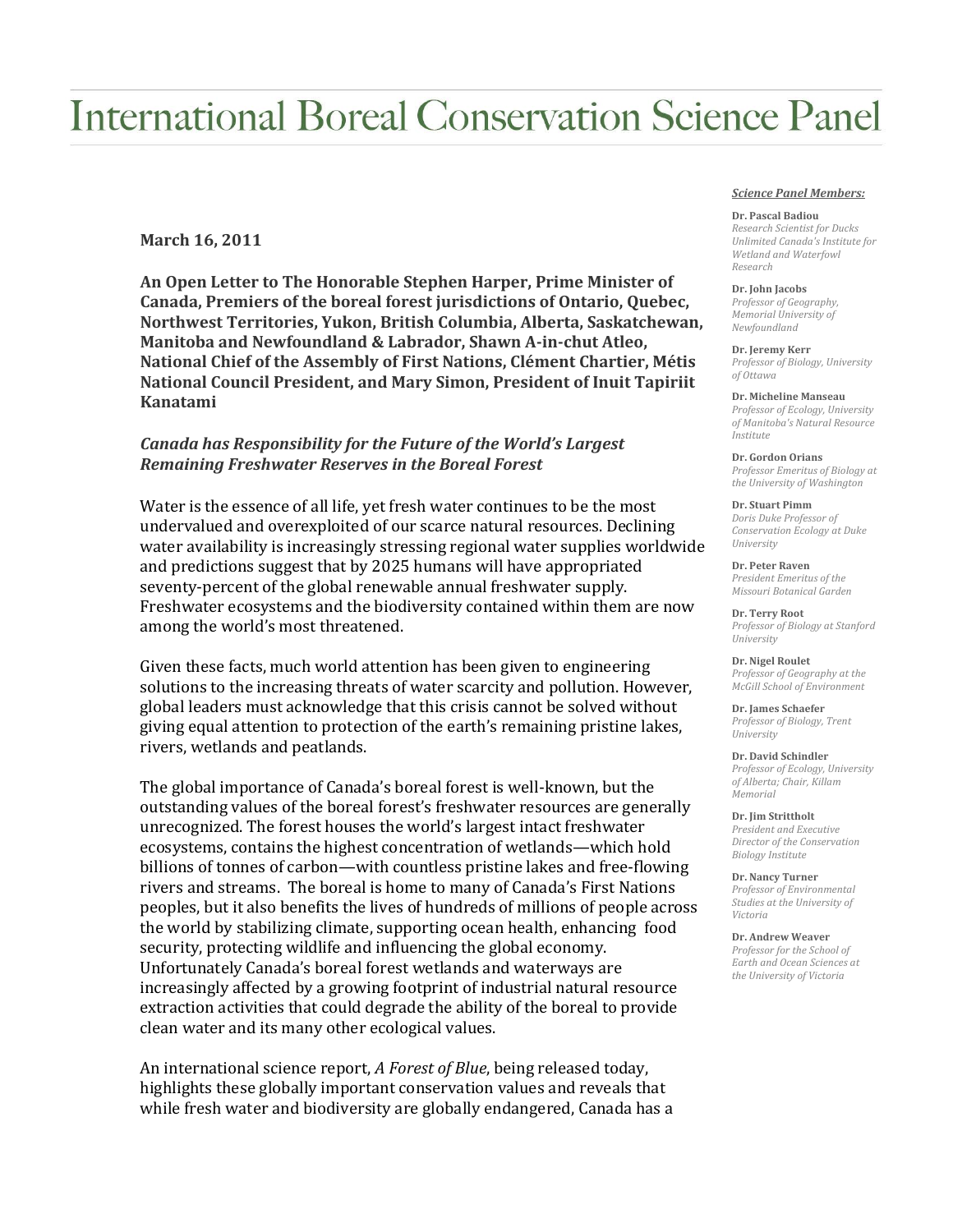# International Boreal Conservation Science Panel

**March 16, 2011**

**An Open Letter to The Honorable Stephen Harper, Prime Minister of Canada, Premiers of the boreal forest jurisdictions of Ontario, Quebec, Northwest Territories, Yukon, British Columbia, Alberta, Saskatchewan, Manitoba and Newfoundland & Labrador, Shawn A-in-chut Atleo, National Chief of the Assembly of First Nations, Clément Chartier, Métis National Council President, and Mary Simon, President of Inuit Tapiriit Kanatami**

***Canada has Responsibility for the Future of the World's Largest Remaining Freshwater Reserves in the Boreal Forest***

Water is the essence of all life, yet fresh water continues to be the most undervalued and overexploited of our scarce natural resources. Declining water availability is increasingly stressing regional water supplies worldwide and predictions suggest that by 2025 humans will have appropriated seventy-percent of the global renewable annual freshwater supply. Freshwater ecosystems and the biodiversity contained within them are now among the world's most threatened.

Given these facts, much world attention has been given to engineering solutions to the increasing threats of water scarcity and pollution. However, global leaders must acknowledge that this crisis cannot be solved without giving equal attention to protection of the earth's remaining pristine lakes, rivers, wetlands and peatlands.

The global importance of Canada's boreal forest is well-known, but the outstanding values of the boreal forest's freshwater resources are generally unrecognized. The forest houses the world's largest intact freshwater ecosystems, contains the highest concentration of wetlands—which hold billions of tonnes of carbon—with countless pristine lakes and free-flowing rivers and streams. The boreal is home to many of Canada's First Nations peoples, but it also benefits the lives of hundreds of millions of people across the world by stabilizing climate, supporting ocean health, enhancing food security, protecting wildlife and influencing the global economy. Unfortunately Canada's boreal forest wetlands and waterways are increasingly affected by a growing footprint of industrial natural resource extraction activities that could degrade the ability of the boreal to provide clean water and its many other ecological values.

An international science report, *A Forest of Blue*, being released today, highlights these globally important conservation values and reveals that while fresh water and biodiversity are globally endangered, Canada has a

***Science Panel Members:***

**Dr. Pascal Badiou**
*Research Scientist for Ducks Unlimited Canada's Institute for Wetland and Waterfowl Research*

**Dr. John Jacobs**
*Professor of Geography, Memorial University of Newfoundland*

**Dr. Jeremy Kerr**
*Professor of Biology, University of Ottawa*

**Dr. Micheline Manseau**
*Professor of Ecology, University of Manitoba's Natural Resource Institute*

**Dr. Gordon Orians**
*Professor Emeritus of Biology at the University of Washington*

**Dr. Stuart Pimm**
*Doris Duke Professor of Conservation Ecology at Duke University*

**Dr. Peter Raven**
*President Emeritus of the Missouri Botanical Garden*

**Dr. Terry Root**
*Professor of Biology at Stanford University*

**Dr. Nigel Roulet**
*Professor of Geography at the McGill School of Environment*

**Dr. James Schaefer**
*Professor of Biology, Trent University*

**Dr. David Schindler**
*Professor of Ecology, University of Alberta; Chair, Killam Memorial*

**Dr. Jim Strittholt**
*President and Executive Director of the Conservation Biology Institute*

**Dr. Nancy Turner**
*Professor of Environmental Studies at the University of Victoria*

**Dr. Andrew Weaver**
*Professor for the School of Earth and Ocean Sciences at the University of Victoria*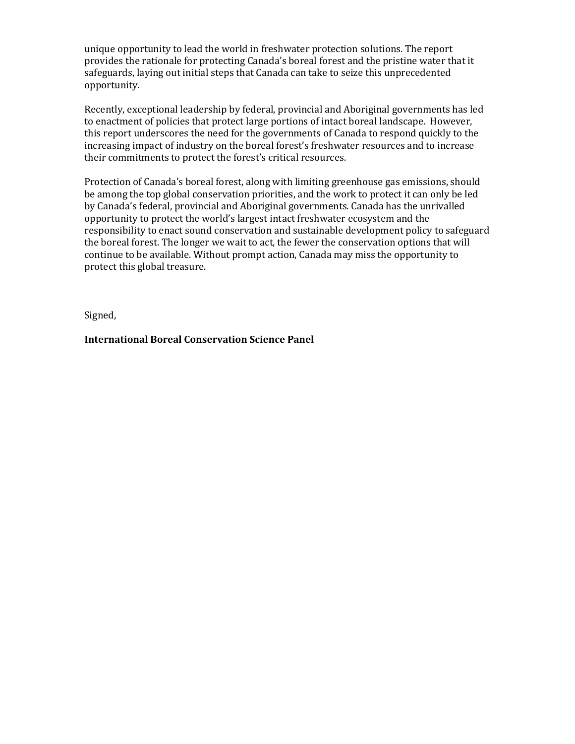unique opportunity to lead the world in freshwater protection solutions. The report provides the rationale for protecting Canada's boreal forest and the pristine water that it safeguards, laying out initial steps that Canada can take to seize this unprecedented opportunity.

Recently, exceptional leadership by federal, provincial and Aboriginal governments has led to enactment of policies that protect large portions of intact boreal landscape. However, this report underscores the need for the governments of Canada to respond quickly to the increasing impact of industry on the boreal forest's freshwater resources and to increase their commitments to protect the forest's critical resources.

Protection of Canada's boreal forest, along with limiting greenhouse gas emissions, should be among the top global conservation priorities, and the work to protect it can only be led by Canada's federal, provincial and Aboriginal governments. Canada has the unrivalled opportunity to protect the world's largest intact freshwater ecosystem and the responsibility to enact sound conservation and sustainable development policy to safeguard the boreal forest. The longer we wait to act, the fewer the conservation options that will continue to be available. Without prompt action, Canada may miss the opportunity to protect this global treasure.

Signed,

**International Boreal Conservation Science Panel**